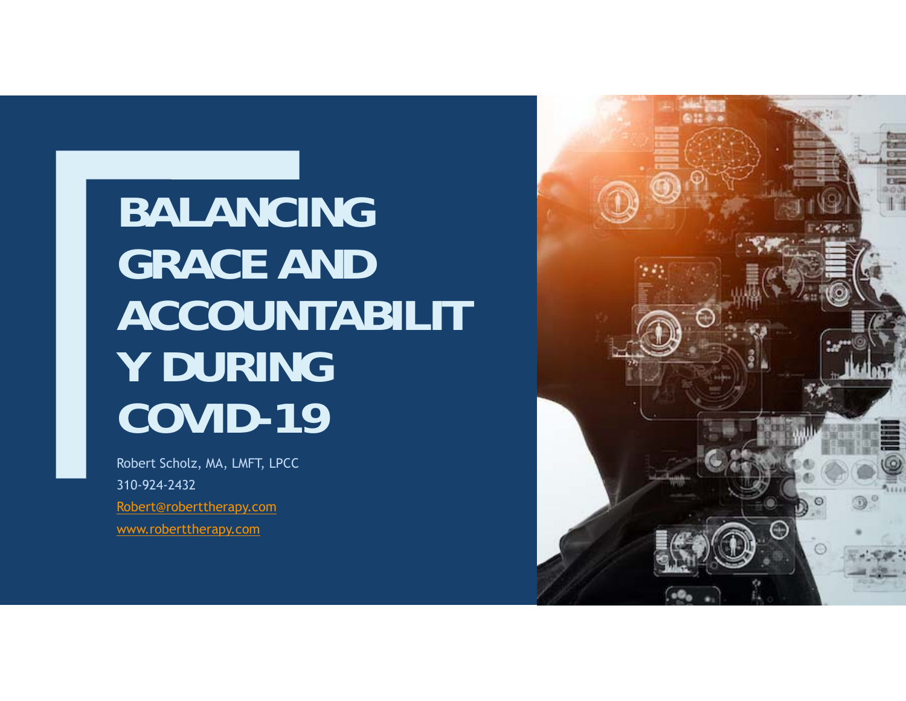# BALANCING GRACE AND ACCOUNTABILITY DURING COVID-19

Robert Scholz, MA, LMFT, LPCC

310-924-2432

Robert@roberttherapy.com

www.roberttherapy.com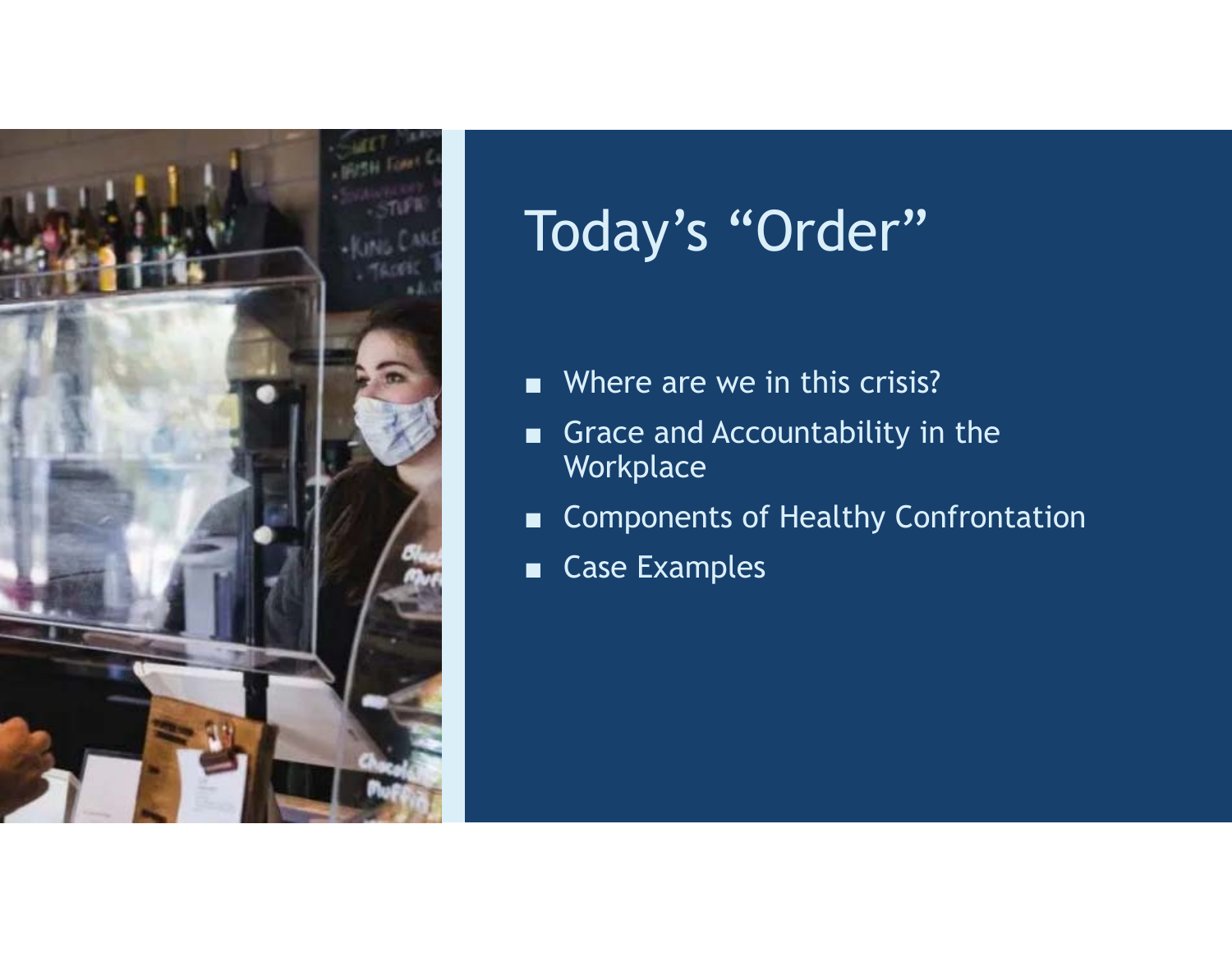# Today's "Order"

- Where are we in this crisis?
- Grace and Accountability in the Workplace
- Components of Healthy Confrontation
- Case Examples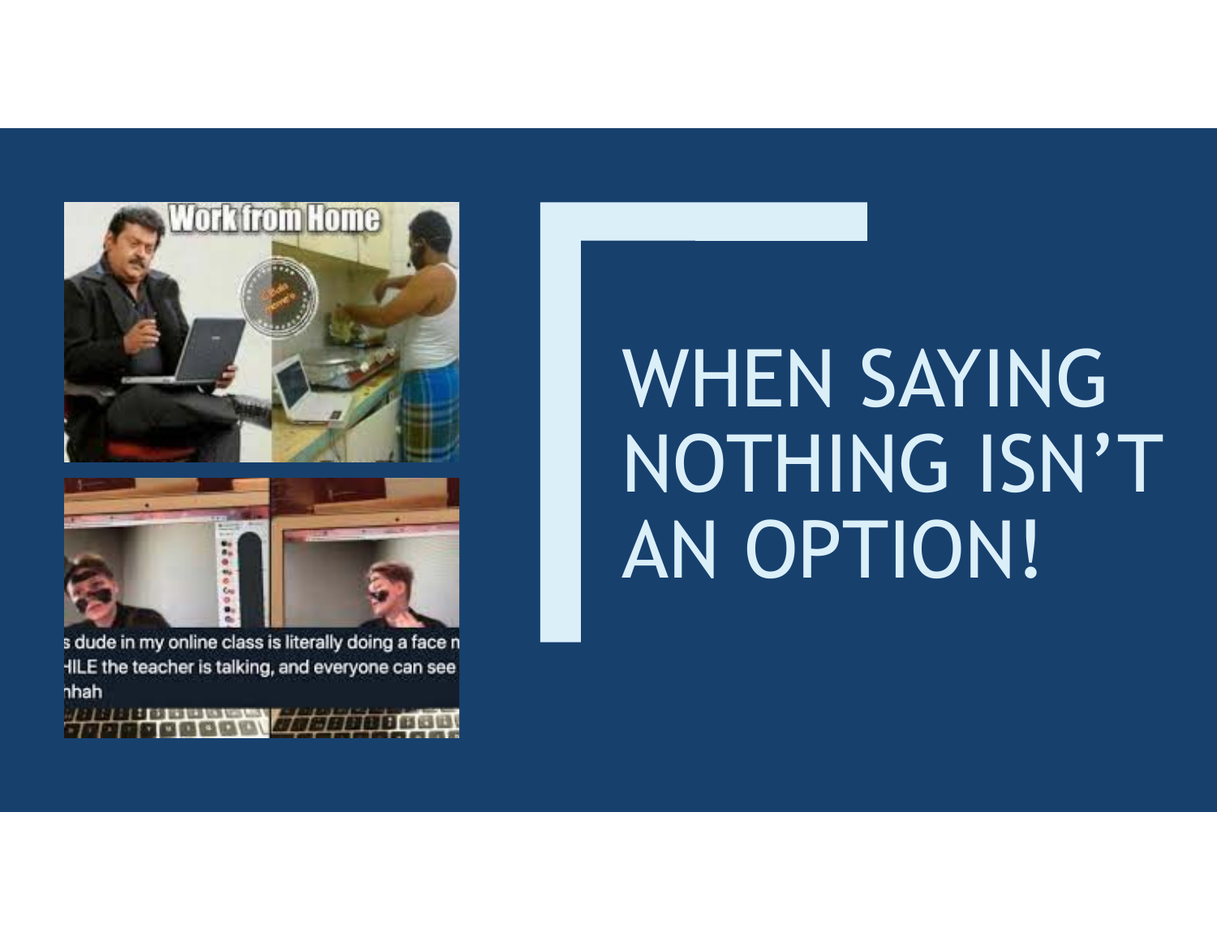# WHEN SAYING NOTHING ISN'T AN OPTION!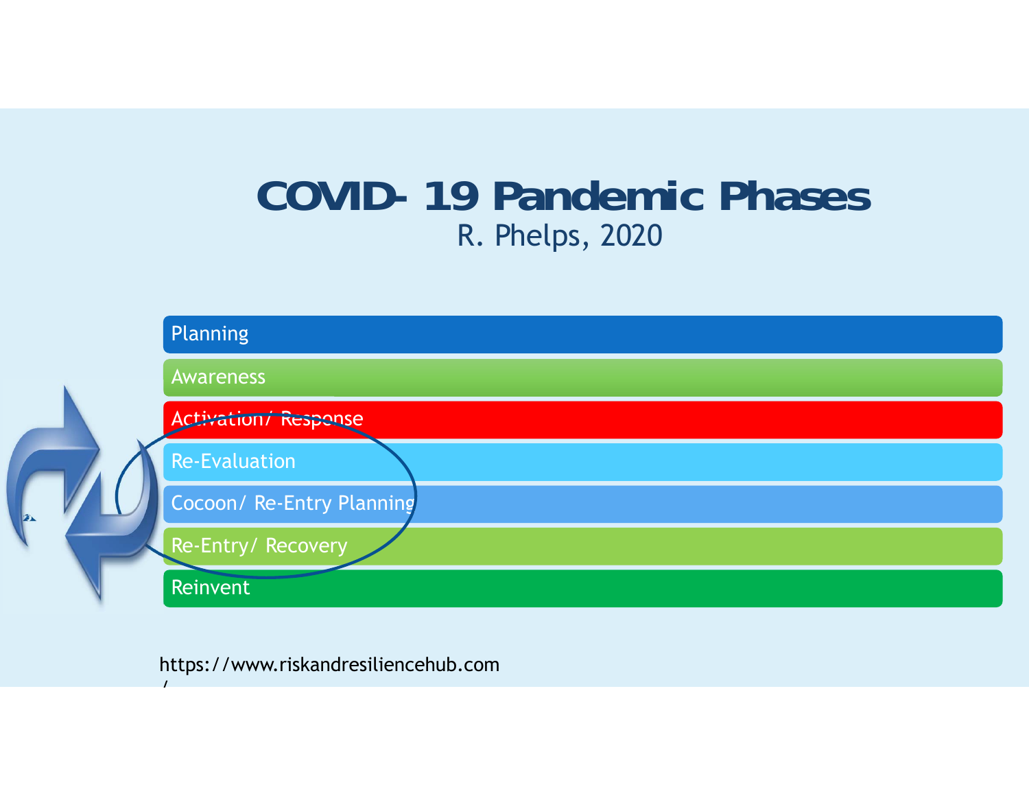# COVID- 19 Pandemic Phases

R. Phelps, 2020

- Planning
- Awareness
- Activation/ Response
- Re-Evaluation
- Cocoon/ Re-Entry Planning
- Re-Entry/ Recovery
- Reinvent

https://www.riskandresiliencehub.com/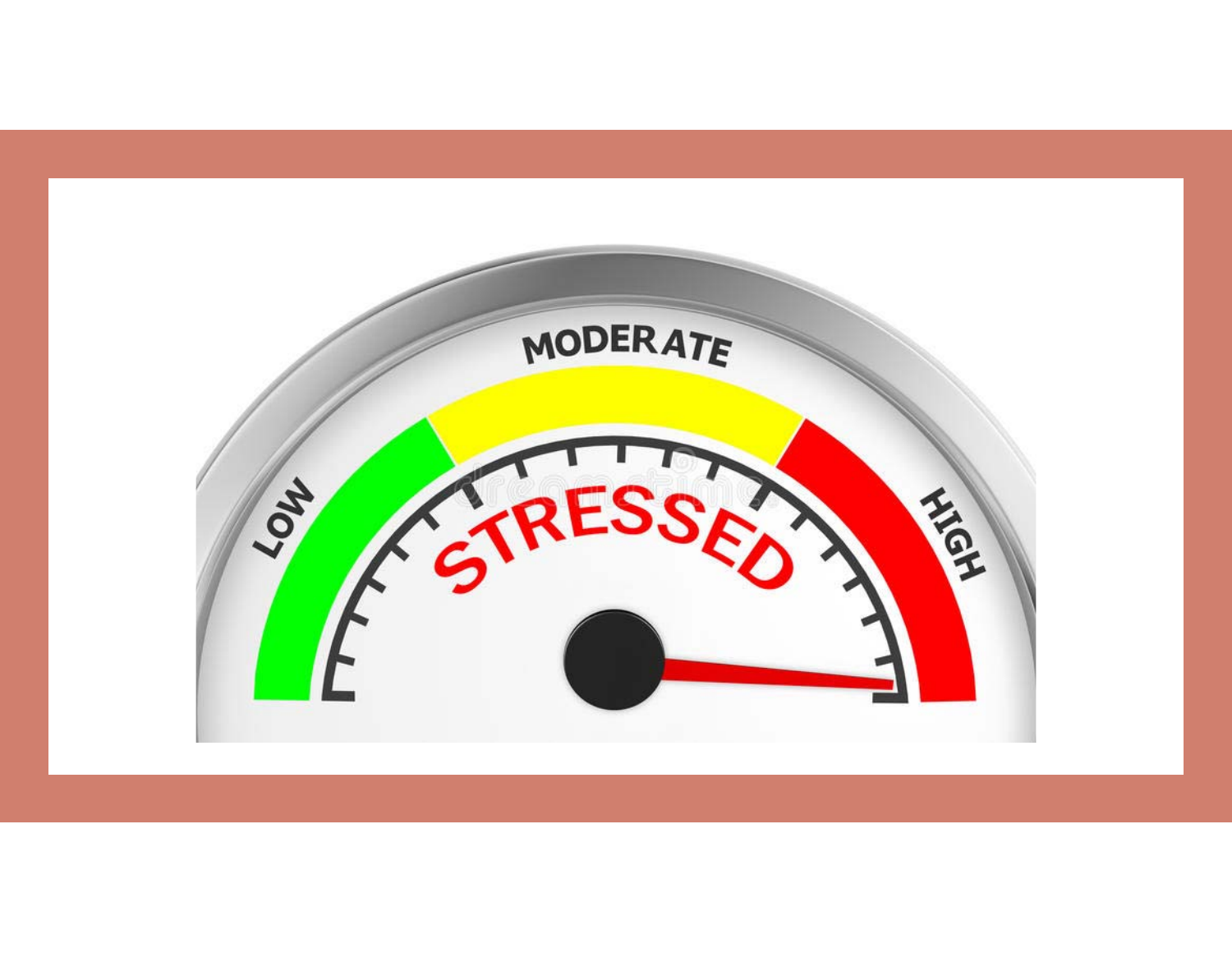MODERATE

LOW

STRESSED

HIGH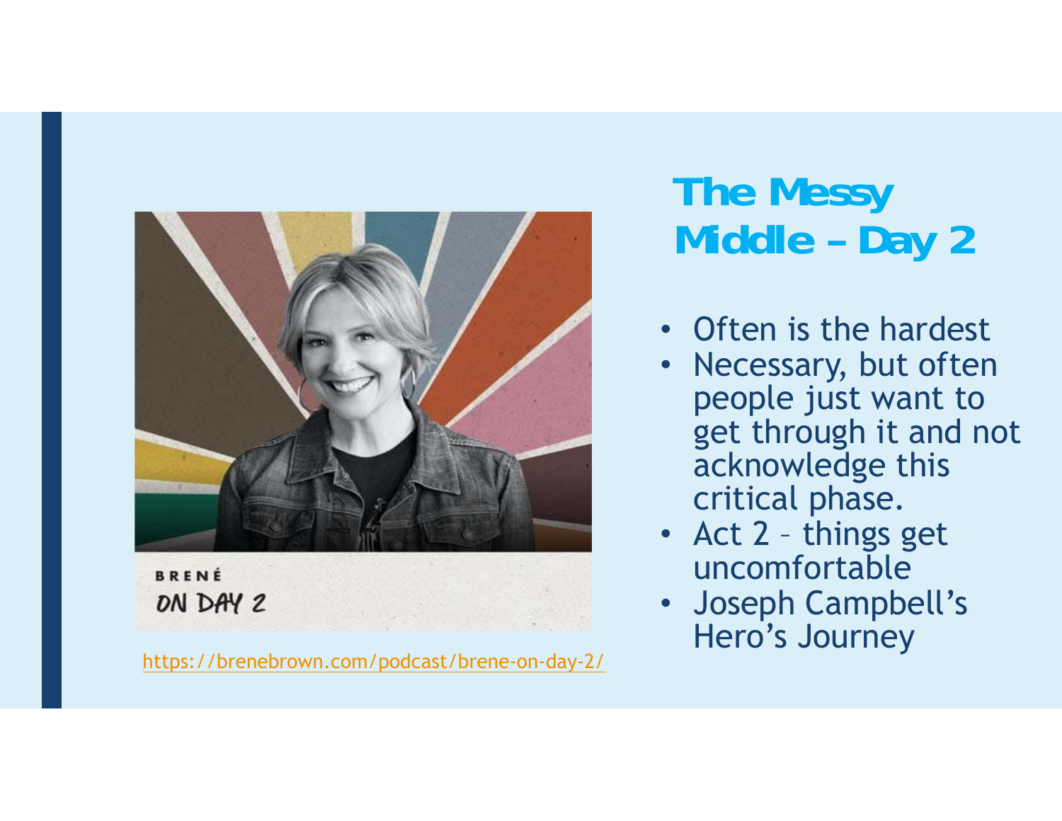## The Messy Middle – Day 2

BRENÉ
ON DAY 2

https://brenebrown.com/podcast/brene-on-day-2/

- Often is the hardest
- Necessary, but often people just want to get through it and not acknowledge this critical phase.
- Act 2 – things get uncomfortable
- Joseph Campbell's Hero's Journey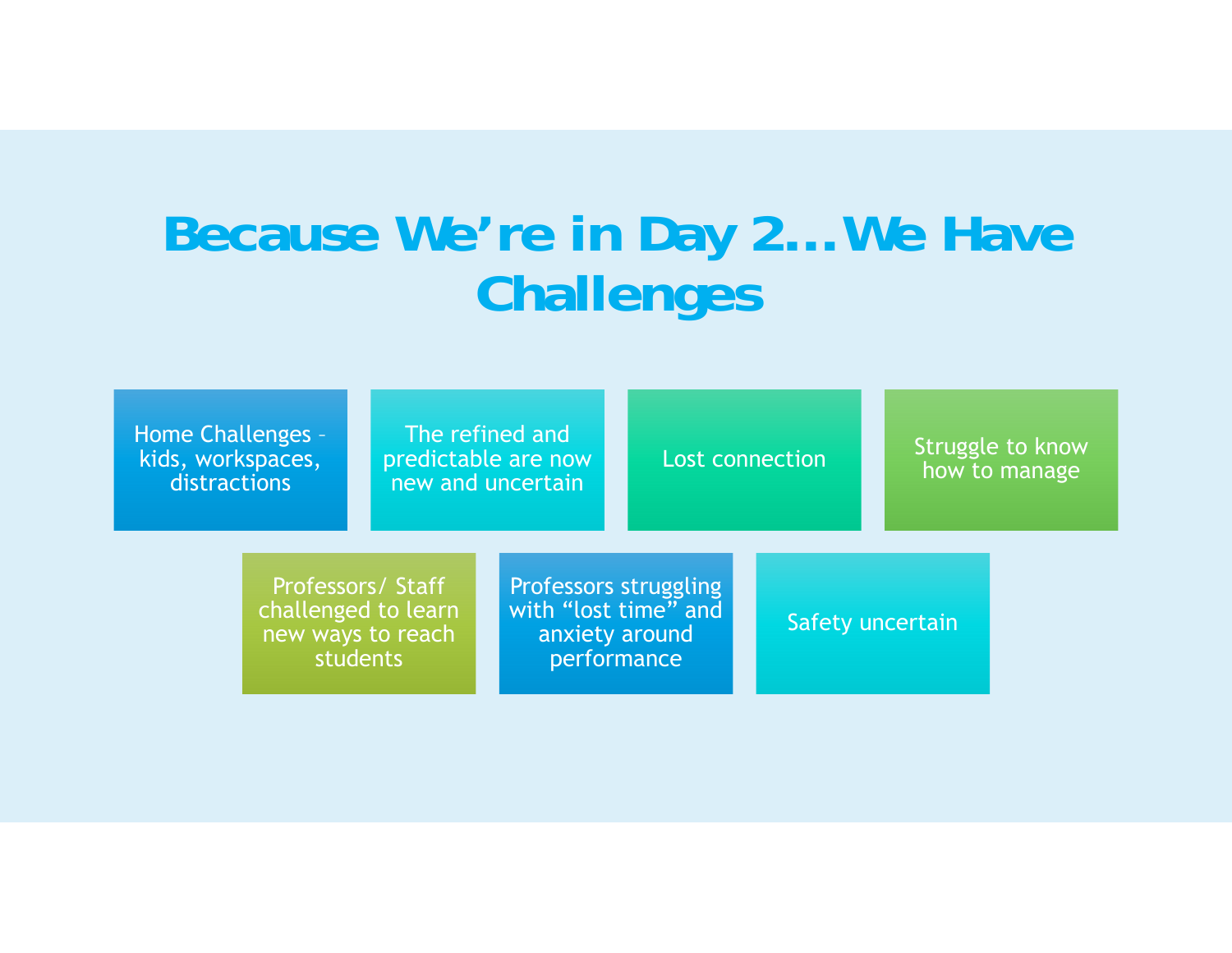# Because We're in Day 2…We Have Challenges

- Home Challenges – kids, workspaces, distractions
- The refined and predictable are now new and uncertain
- Lost connection
- Struggle to know how to manage
- Professors/ Staff challenged to learn new ways to reach students
- Professors struggling with "lost time" and anxiety around performance
- Safety uncertain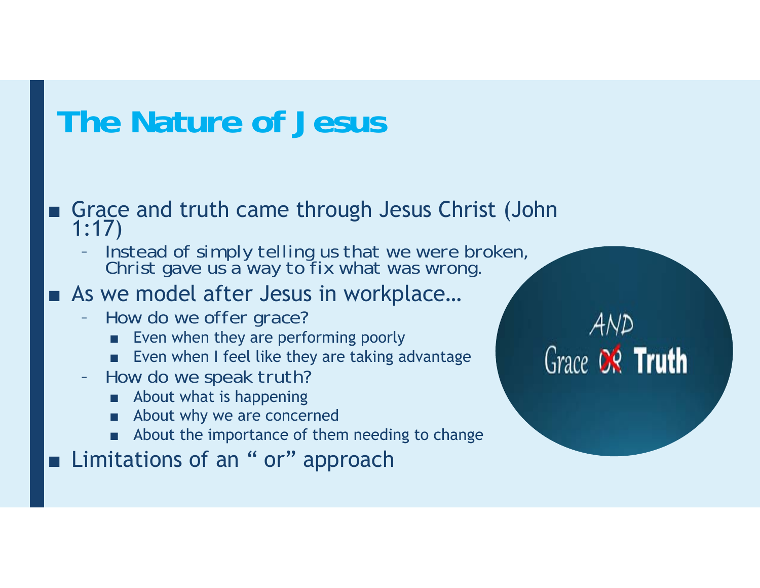# The Nature of Jesus

- Grace and truth came through Jesus Christ (John 1:17)
  - Instead of simply telling us that we were broken, Christ gave us a way to fix what was wrong.
- As we model after Jesus in workplace…
  - How do we offer grace?
    - Even when they are performing poorly
    - Even when I feel like they are taking advantage
  - How do we speak truth?
    - About what is happening
    - About why we are concerned
    - About the importance of them needing to change
- Limitations of an " or" approach

AND

Grace OR Truth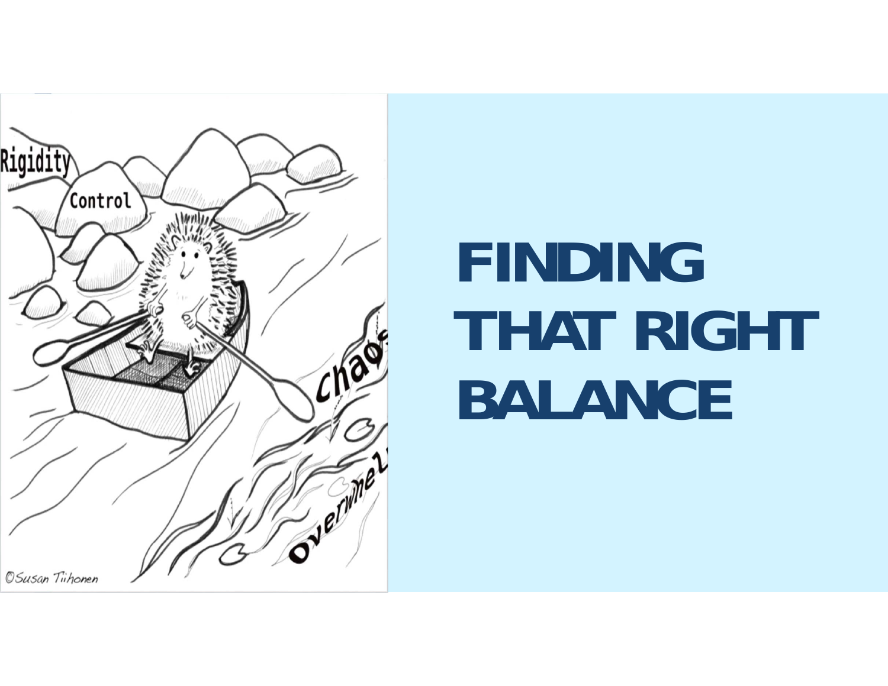# FINDING THAT RIGHT BALANCE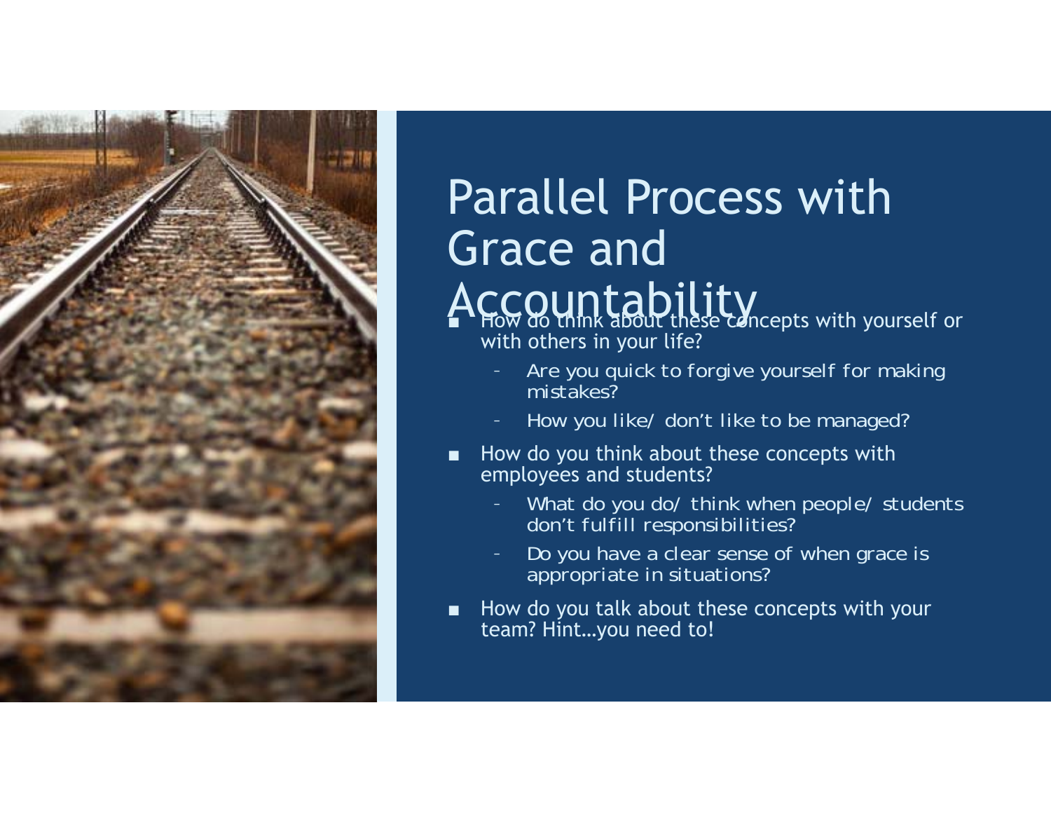# Parallel Process with Grace and Accountability

- How do think about these concepts with yourself or with others in your life?
  - Are you quick to forgive yourself for making mistakes?
  - How you like/ don't like to be managed?
- How do you think about these concepts with employees and students?
  - What do you do/ think when people/ students don't fulfill responsibilities?
  - Do you have a clear sense of when grace is appropriate in situations?
- How do you talk about these concepts with your team? Hint…you need to!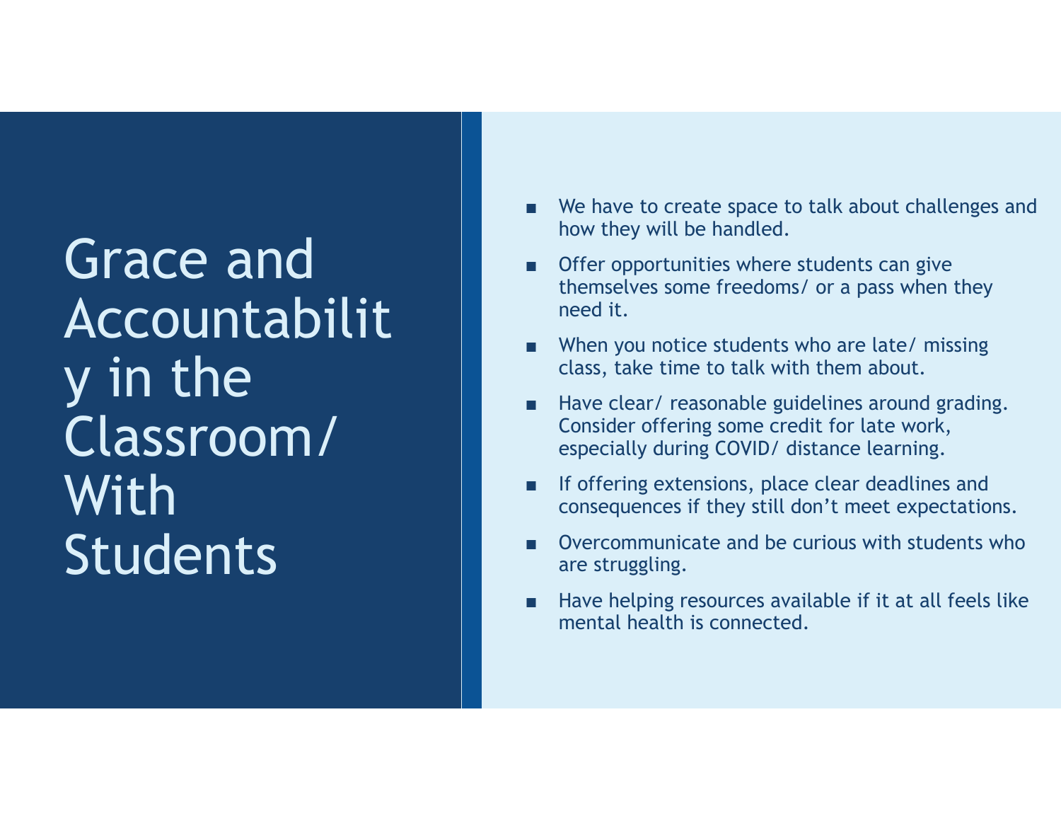# Grace and Accountability in the Classroom/ With Students

- We have to create space to talk about challenges and how they will be handled.
- Offer opportunities where students can give themselves some freedoms/ or a pass when they need it.
- When you notice students who are late/ missing class, take time to talk with them about.
- Have clear/ reasonable guidelines around grading. Consider offering some credit for late work, especially during COVID/ distance learning.
- If offering extensions, place clear deadlines and consequences if they still don't meet expectations.
- Overcommunicate and be curious with students who are struggling.
- Have helping resources available if it at all feels like mental health is connected.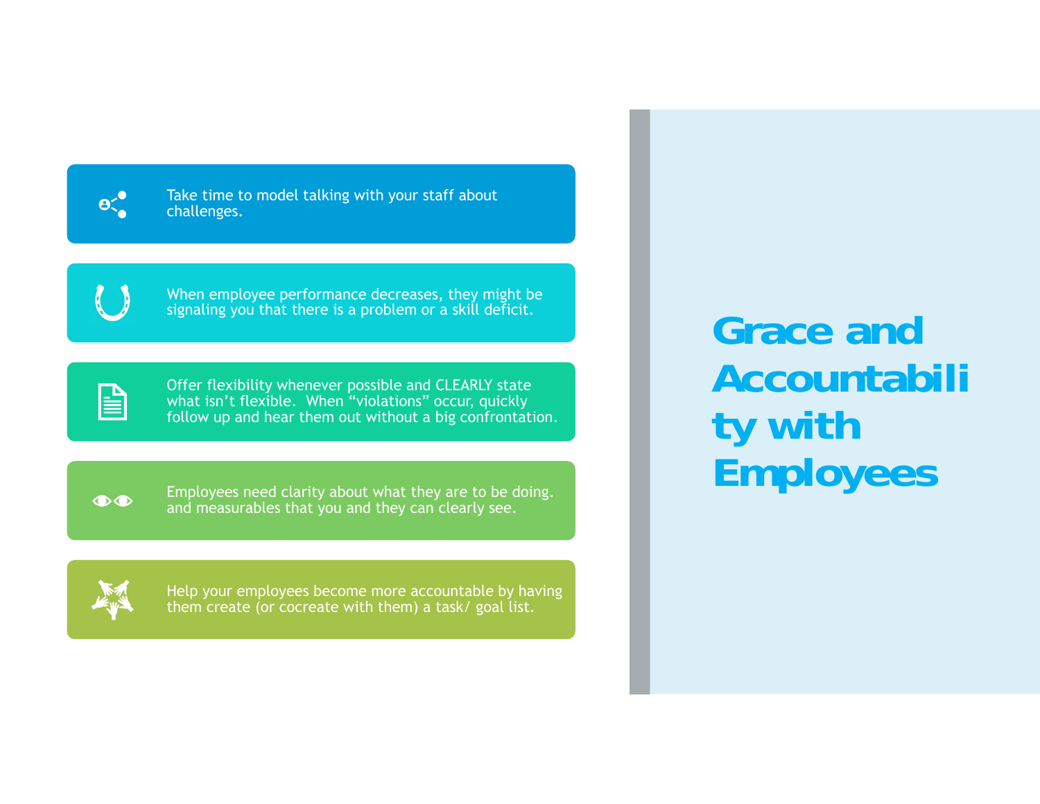# Grace and Accountability with Employees

- Take time to model talking with your staff about challenges.
- When employee performance decreases, they might be signaling you that there is a problem or a skill deficit.
- Offer flexibility whenever possible and CLEARLY state what isn't flexible. When "violations" occur, quickly follow up and hear them out without a big confrontation.
- Employees need clarity about what they are to be doing. and measurables that you and they can clearly see.
- Help your employees become more accountable by having them create (or cocreate with them) a task/ goal list.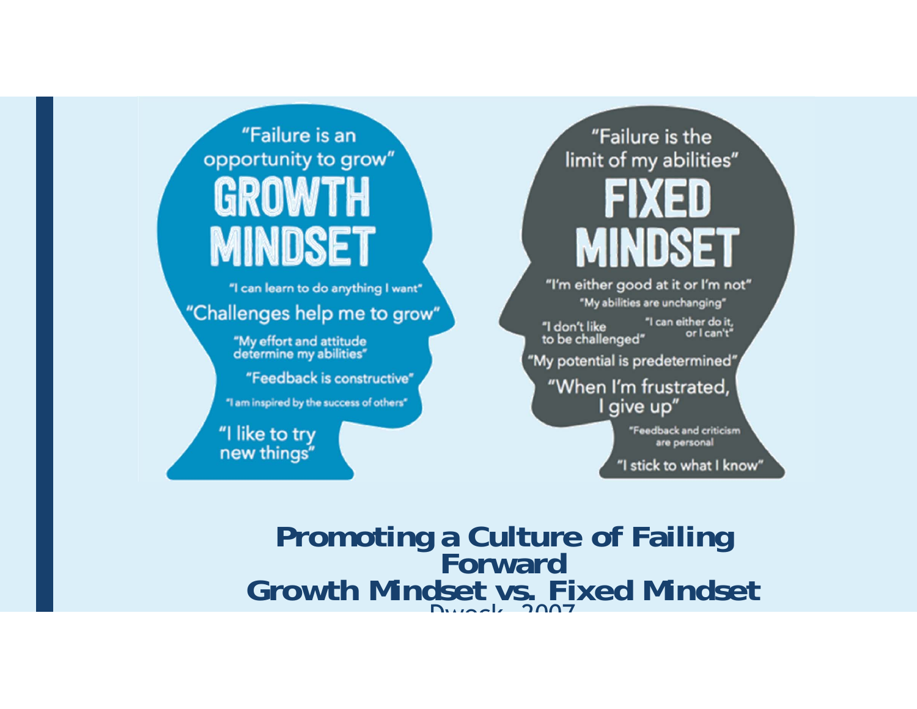"Failure is an opportunity to grow"

GROWTH MINDSET

"I can learn to do anything I want"

"Challenges help me to grow"

"My effort and attitude determine my abilities"

"Feedback is constructive"

"I am inspired by the success of others"

"I like to try new things"

"Failure is the limit of my abilities"

FIXED MINDSET

"I'm either good at it or I'm not"

"My abilities are unchanging"

"I don't like to be challenged"

"I can either do it, or I can't"

"My potential is predetermined"

"When I'm frustrated, I give up"

"Feedback and criticism are personal"

"I stick to what I know"

**Promoting a Culture of Failing Forward**
**Growth Mindset vs. Fixed Mindset**

Dweck, 2007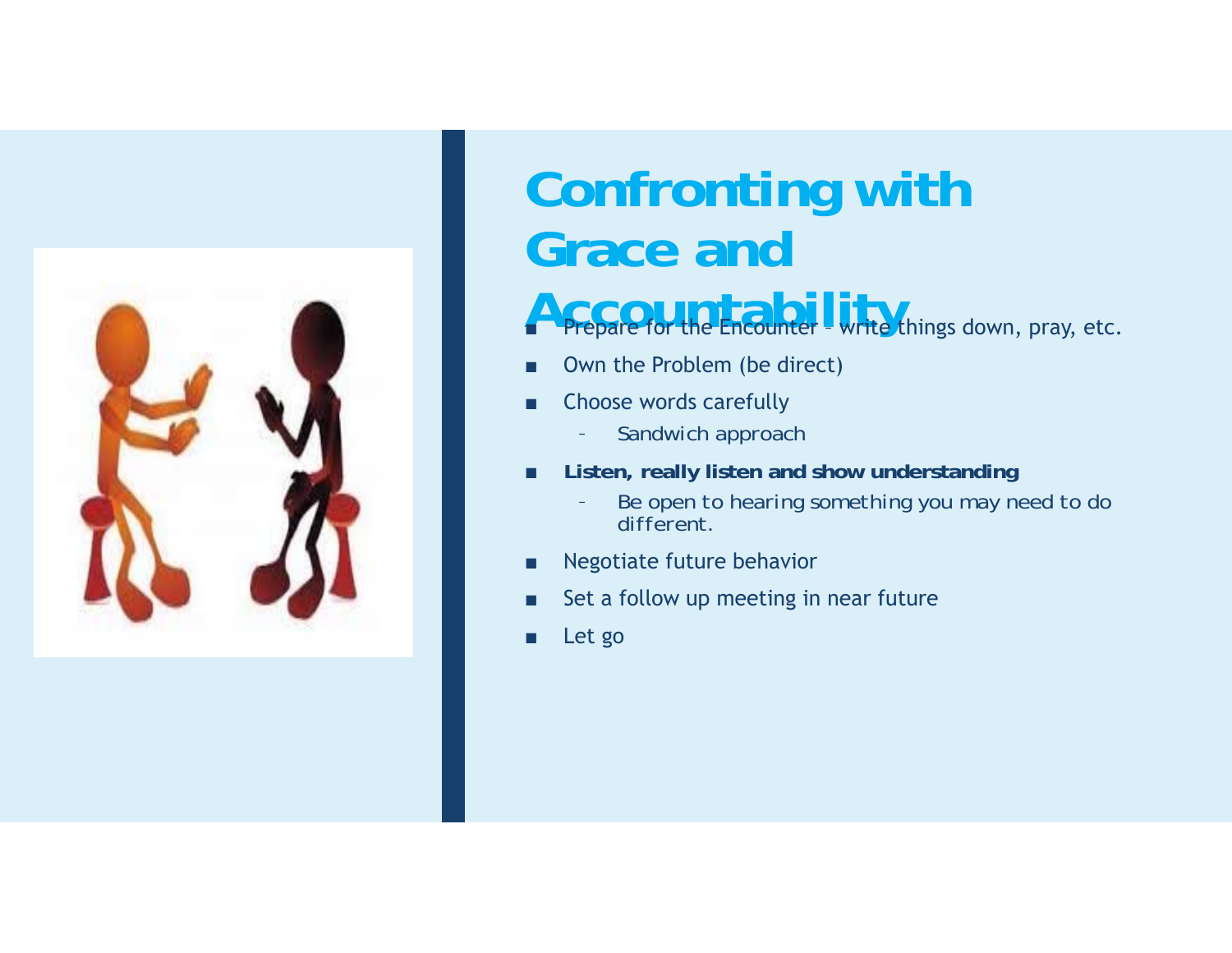# Confronting with Grace and Accountability

- Prepare for the Encounter – write things down, pray, etc.
- Own the Problem (be direct)
- Choose words carefully
  - Sandwich approach
- **Listen, really listen and show understanding**
  - Be open to hearing something you may need to do different.
- Negotiate future behavior
- Set a follow up meeting in near future
- Let go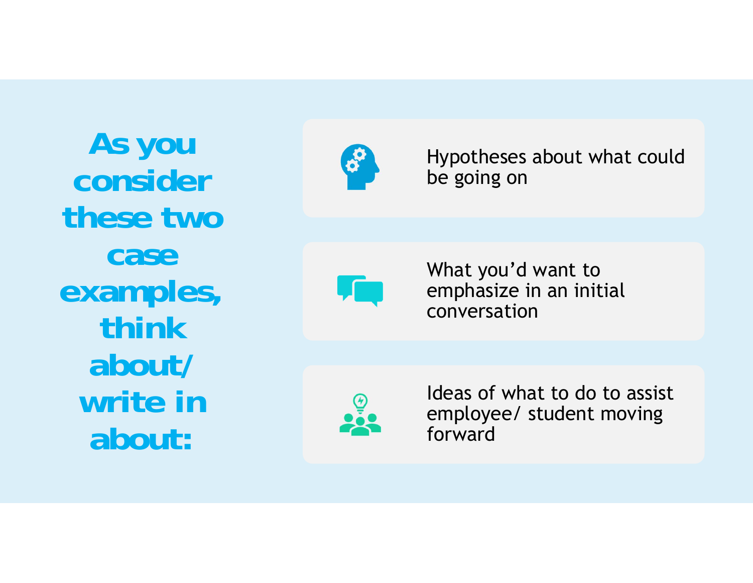# As you consider these two case examples, think about/ write in about:

- Hypotheses about what could be going on
- What you'd want to emphasize in an initial conversation
- Ideas of what to do to assist employee/ student moving forward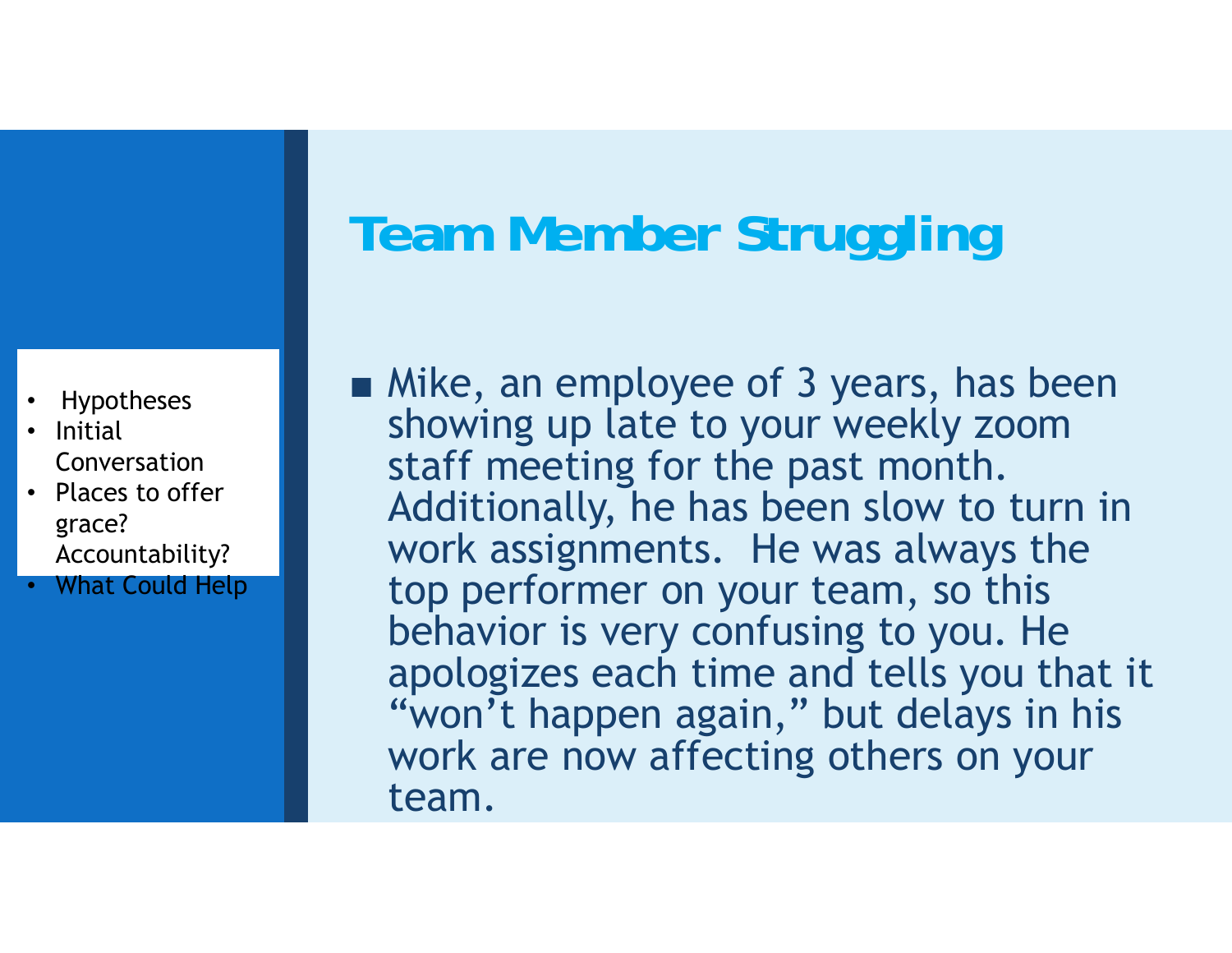# Team Member Struggling

- Hypotheses
- Initial Conversation
- Places to offer grace? Accountability?
- What Could Help

- Mike, an employee of 3 years, has been showing up late to your weekly zoom staff meeting for the past month. Additionally, he has been slow to turn in work assignments. He was always the top performer on your team, so this behavior is very confusing to you. He apologizes each time and tells you that it "won't happen again," but delays in his work are now affecting others on your team.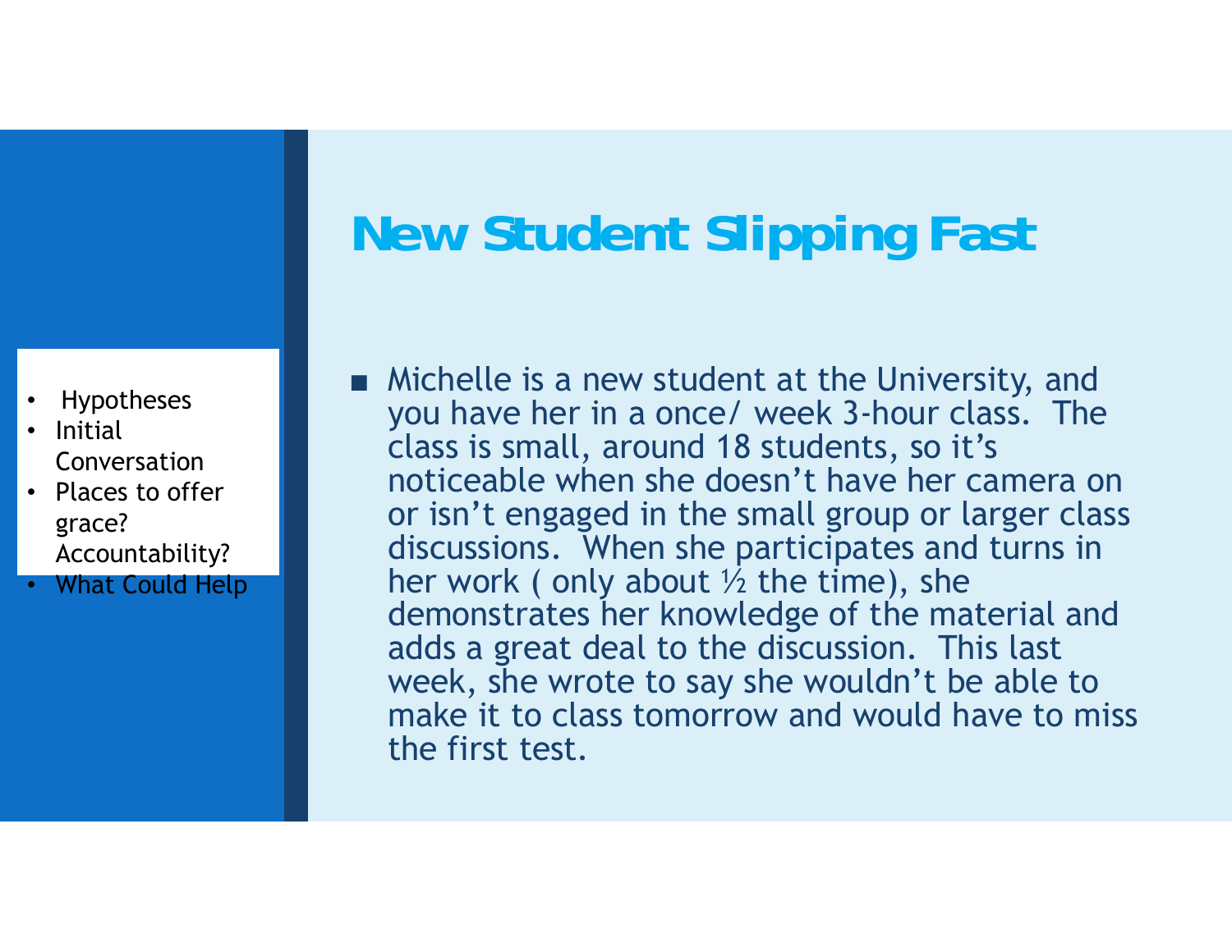# New Student Slipping Fast

- Hypotheses
- Initial Conversation
- Places to offer grace? Accountability?
- What Could Help

- Michelle is a new student at the University, and you have her in a once/ week 3-hour class. The class is small, around 18 students, so it's noticeable when she doesn't have her camera on or isn't engaged in the small group or larger class discussions. When she participates and turns in her work ( only about ½ the time), she demonstrates her knowledge of the material and adds a great deal to the discussion. This last week, she wrote to say she wouldn't be able to make it to class tomorrow and would have to miss the first test.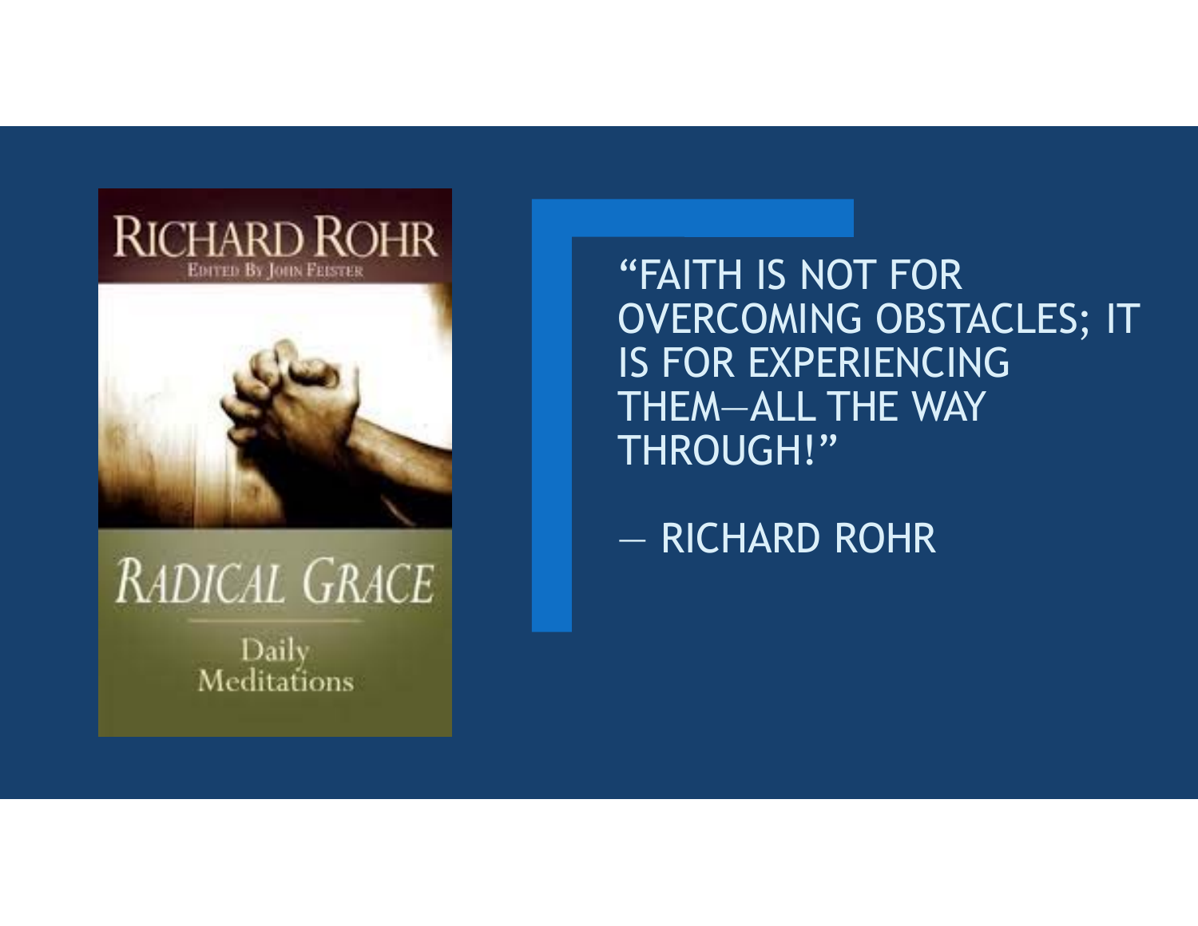RICHARD ROHR

EDITED BY JOHN FEISTER

RADICAL GRACE

Daily Meditations

"FAITH IS NOT FOR OVERCOMING OBSTACLES; IT IS FOR EXPERIENCING THEM—ALL THE WAY THROUGH!"

— RICHARD ROHR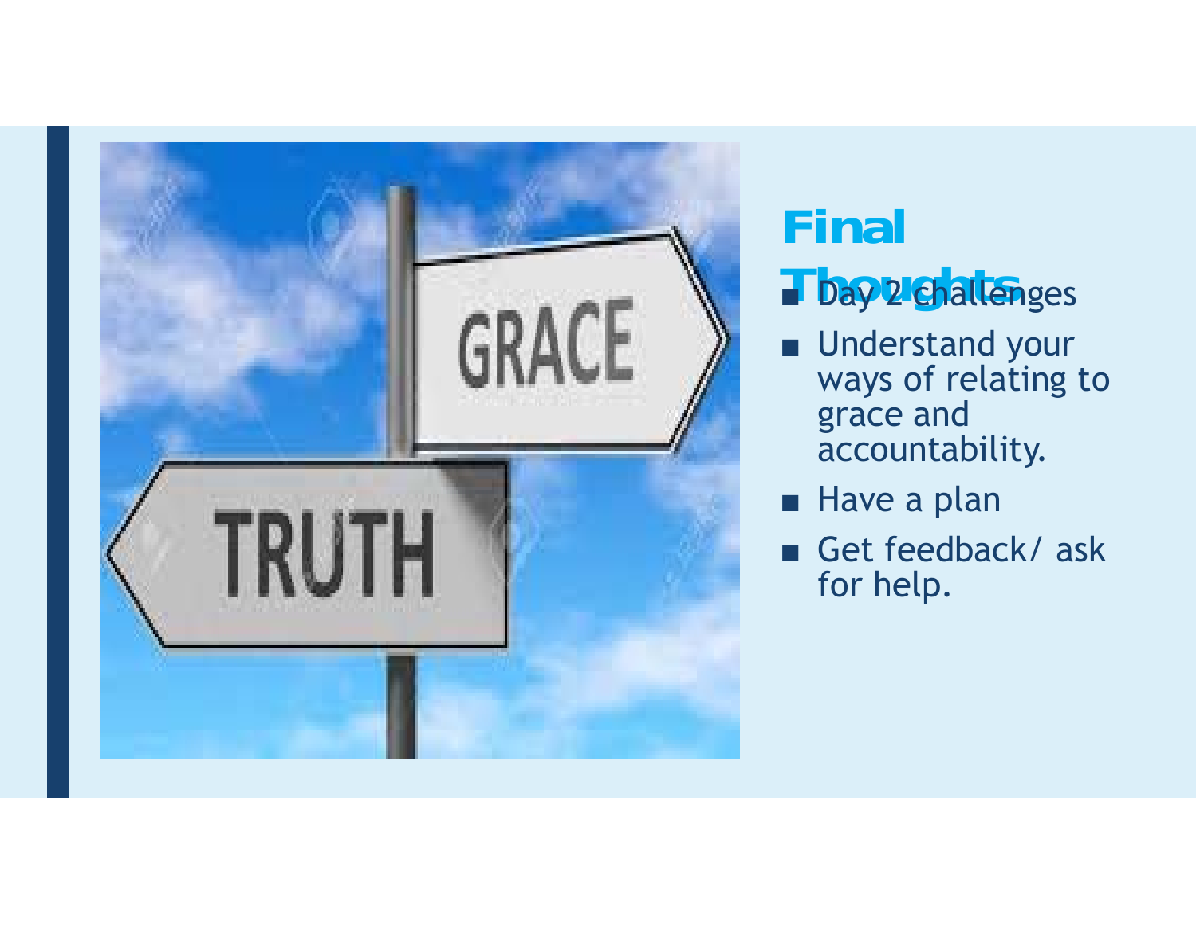## Final Thoughts

- Day 2 challenges
- Understand your ways of relating to grace and accountability.
- Have a plan
- Get feedback/ ask for help.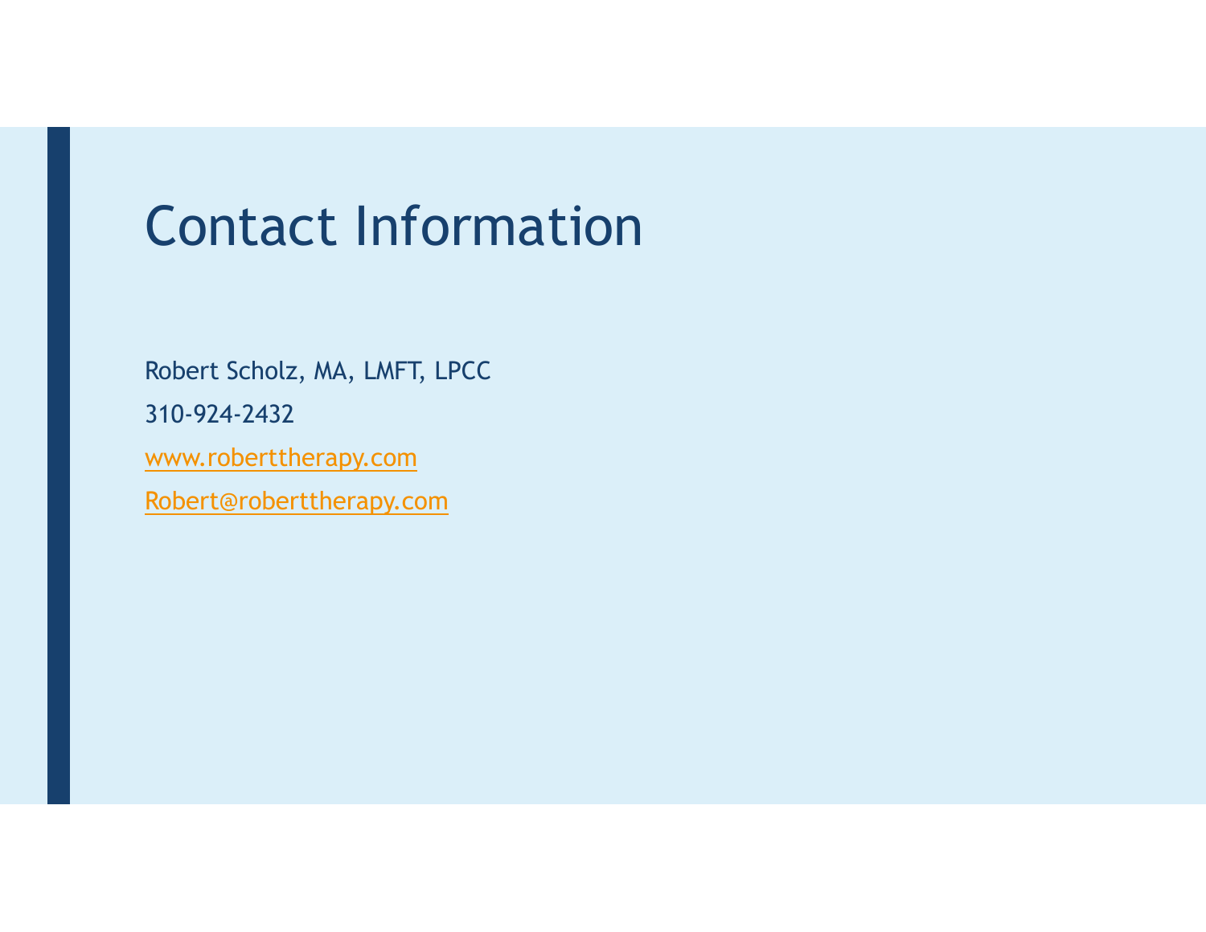# Contact Information

Robert Scholz, MA, LMFT, LPCC

310-924-2432

www.roberttherapy.com

Robert@roberttherapy.com